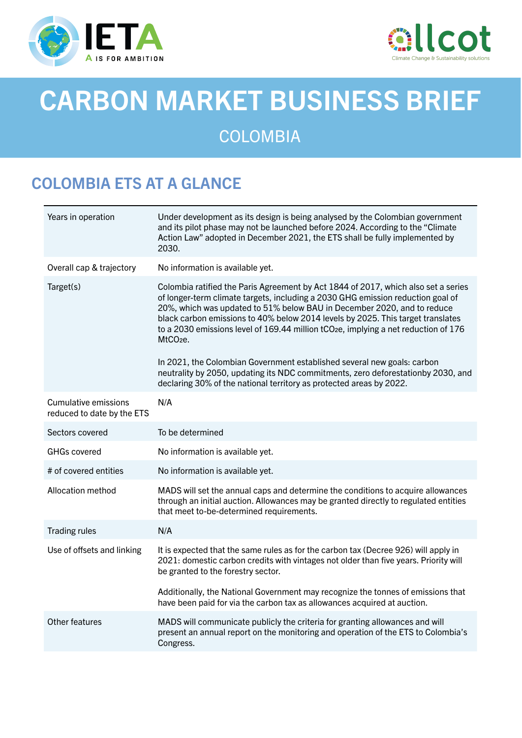# CARBON MARKET BUSINESS BRIEF

## COLOMBIA

## COLOMBIA ETS AT A GLANCE

| | |
|---|---|
| Years in operation | Under development as its design is being analysed by the Colombian government and its pilot phase may not be launched before 2024. According to the "Climate Action Law" adopted in December 2021, the ETS shall be fully implemented by 2030. |
| Overall cap & trajectory | No information is available yet. |
| Target(s) | Colombia ratified the Paris Agreement by Act 1844 of 2017, which also set a series of longer-term climate targets, including a 2030 GHG emission reduction goal of 20%, which was updated to 51% below BAU in December 2020, and to reduce black carbon emissions to 40% below 2014 levels by 2025. This target translates to a 2030 emissions level of 169.44 million $tCO_2e$, implying a net reduction of 176 $MtCO_2e$.<br><br>In 2021, the Colombian Government established several new goals: carbon neutrality by 2050, updating its NDC commitments, zero deforestationby 2030, and declaring 30% of the national territory as protected areas by 2022. |
| Cumulative emissions reduced to date by the ETS | N/A |
| Sectors covered | To be determined |
| GHGs covered | No information is available yet. |
| # of covered entities | No information is available yet. |
| Allocation method | MADS will set the annual caps and determine the conditions to acquire allowances through an initial auction. Allowances may be granted directly to regulated entities that meet to-be-determined requirements. |
| Trading rules | N/A |
| Use of offsets and linking | It is expected that the same rules as for the carbon tax (Decree 926) will apply in 2021: domestic carbon credits with vintages not older than five years. Priority will be granted to the forestry sector.<br><br>Additionally, the National Government may recognize the tonnes of emissions that have been paid for via the carbon tax as allowances acquired at auction. |
| Other features | MADS will communicate publicly the criteria for granting allowances and will present an annual report on the monitoring and operation of the ETS to Colombia's Congress. |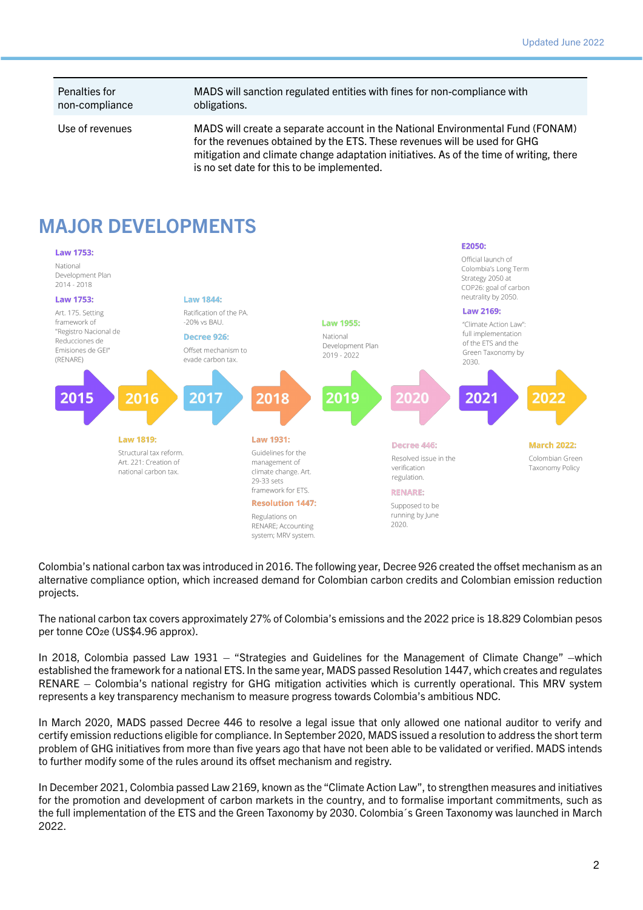| Penalties for non-compliance | MADS will sanction regulated entities with fines for non-compliance with obligations. |
|---|---|
| Use of revenues | MADS will create a separate account in the National Environmental Fund (FONAM) for the revenues obtained by the ETS. These revenues will be used for GHG mitigation and climate change adaptation initiatives. As of the time of writing, there is no set date for this to be implemented. |

## MAJOR DEVELOPMENTS

**2015**

**Law 1753:** National Development Plan 2014 - 2018

**Law 1753:** Art. 175. Setting framework of "Registro Nacional de Reducciones de Emisiones de GEI" (RENARE)

**2016**

**Law 1819:** Structural tax reform. Art. 221: Creation of national carbon tax.

**2017**

**Law 1844:** Ratification of the PA. -20% vs BAU.

**Decree 926:** Offset mechanism to evade carbon tax.

**2018**

**Law 1931:** Guidelines for the management of climate change. Art. 29-33 sets framework for ETS.

**Resolution 1447:** Regulations on RENARE; Accounting system; MRV system.

**2019**

**Law 1955:** National Development Plan 2019 - 2022

**2020**

**Decree 446:** Resolved issue in the verification regulation.

**RENARE:** Supposed to be running by June 2020.

**2021**

**E2050:** Official launch of Colombia's Long Term Strategy 2050 at COP26: goal of carbon neutrality by 2050.

**Law 2169:** "Climate Action Law": full implementation of the ETS and the Green Taxonomy by 2030.

**2022**

**March 2022:** Colombian Green Taxonomy Policy

Colombia's national carbon tax was introduced in 2016. The following year, Decree 926 created the offset mechanism as an alternative compliance option, which increased demand for Colombian carbon credits and Colombian emission reduction projects.

The national carbon tax covers approximately 27% of Colombia's emissions and the 2022 price is 18.829 Colombian pesos per tonne $CO_2e$ (US$4.96 approx).

In 2018, Colombia passed Law 1931 – "Strategies and Guidelines for the Management of Climate Change" –which established the framework for a national ETS. In the same year, MADS passed Resolution 1447, which creates and regulates RENARE – Colombia's national registry for GHG mitigation activities which is currently operational. This MRV system represents a key transparency mechanism to measure progress towards Colombia's ambitious NDC.

In March 2020, MADS passed Decree 446 to resolve a legal issue that only allowed one national auditor to verify and certify emission reductions eligible for compliance. In September 2020, MADS issued a resolution to address the short term problem of GHG initiatives from more than five years ago that have not been able to be validated or verified. MADS intends to further modify some of the rules around its offset mechanism and registry.

In December 2021, Colombia passed Law 2169, known as the "Climate Action Law", to strengthen measures and initiatives for the promotion and development of carbon markets in the country, and to formalise important commitments, such as the full implementation of the ETS and the Green Taxonomy by 2030. Colombia´s Green Taxonomy was launched in March 2022.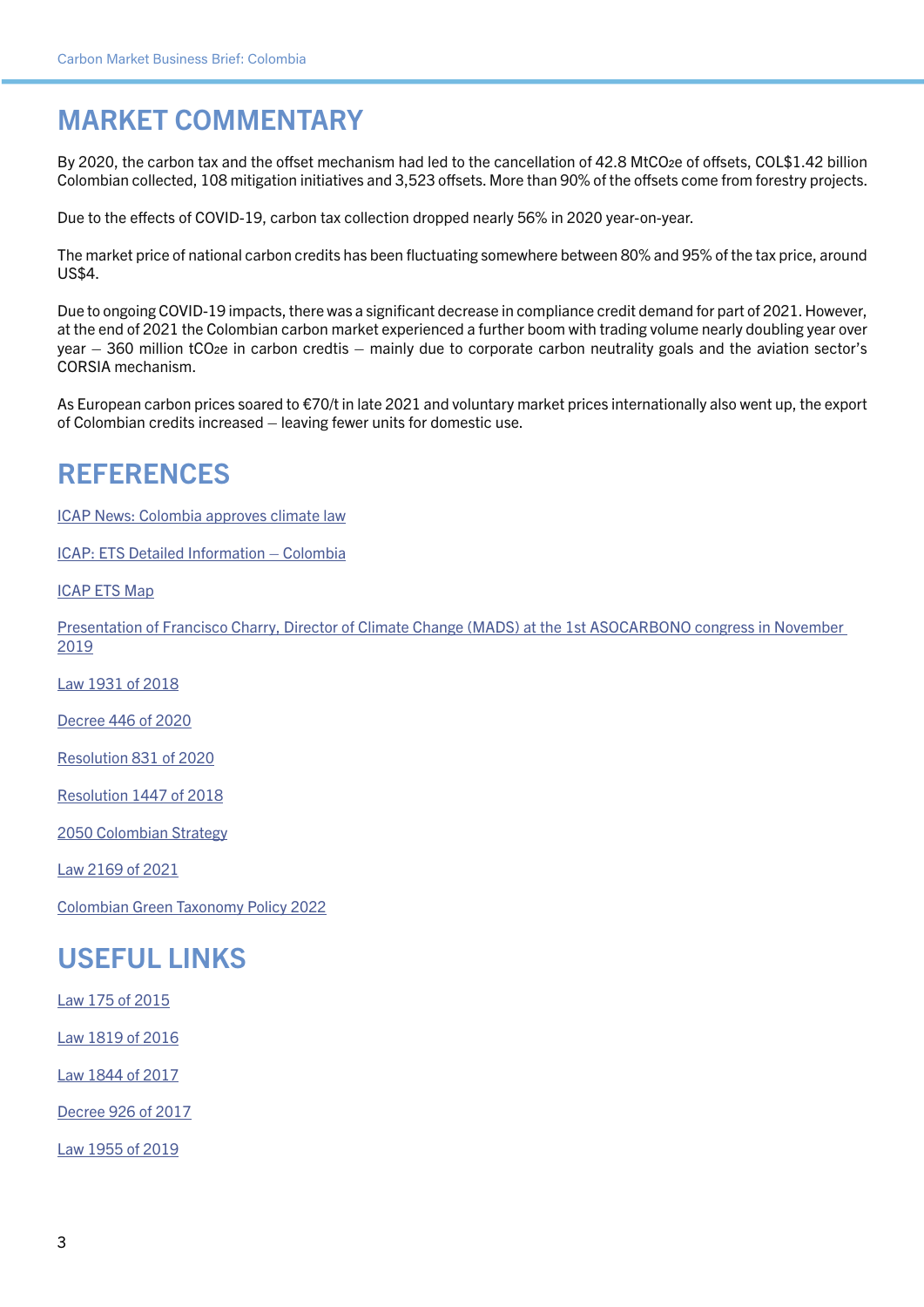## MARKET COMMENTARY

By 2020, the carbon tax and the offset mechanism had led to the cancellation of 42.8 $MtCO_2e$ of offsets, COL$1.42 billion Colombian collected, 108 mitigation initiatives and 3,523 offsets. More than 90% of the offsets come from forestry projects.

Due to the effects of COVID-19, carbon tax collection dropped nearly 56% in 2020 year-on-year.

The market price of national carbon credits has been fluctuating somewhere between 80% and 95% of the tax price, around US$4.

Due to ongoing COVID-19 impacts, there was a significant decrease in compliance credit demand for part of 2021. However, at the end of 2021 the Colombian carbon market experienced a further boom with trading volume nearly doubling year over year – 360 million $tCO_2e$ in carbon credtis – mainly due to corporate carbon neutrality goals and the aviation sector's CORSIA mechanism.

As European carbon prices soared to €70/t in late 2021 and voluntary market prices internationally also went up, the export of Colombian credits increased – leaving fewer units for domestic use.

## REFERENCES

ICAP News: Colombia approves climate law

ICAP: ETS Detailed Information – Colombia

ICAP ETS Map

Presentation of Francisco Charry, Director of Climate Change (MADS) at the 1st ASOCARBONO congress in November 2019

Law 1931 of 2018

Decree 446 of 2020

Resolution 831 of 2020

Resolution 1447 of 2018

2050 Colombian Strategy

Law 2169 of 2021

Colombian Green Taxonomy Policy 2022

## USEFUL LINKS

Law 175 of 2015

Law 1819 of 2016

Law 1844 of 2017

Decree 926 of 2017

Law 1955 of 2019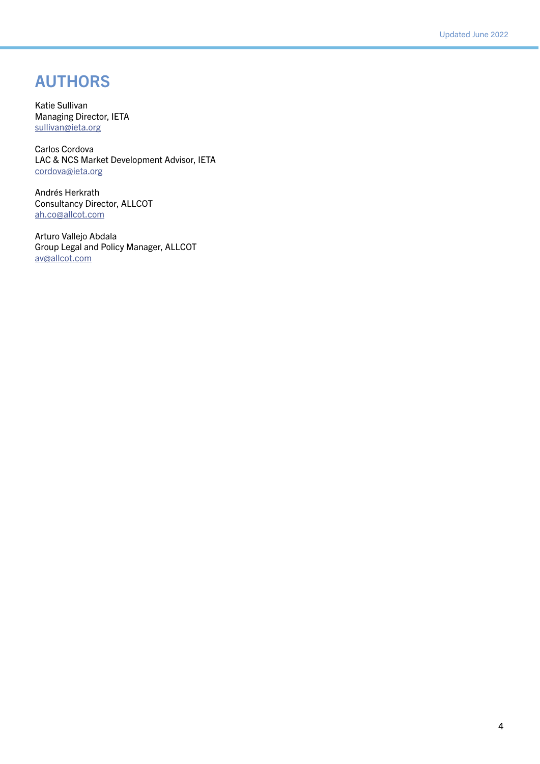# AUTHORS

Katie Sullivan
Managing Director, IETA
sullivan@ieta.org

Carlos Cordova
LAC & NCS Market Development Advisor, IETA
cordova@ieta.org

Andrés Herkrath
Consultancy Director, ALLCOT
ah.co@allcot.com

Arturo Vallejo Abdala
Group Legal and Policy Manager, ALLCOT
av@allcot.com